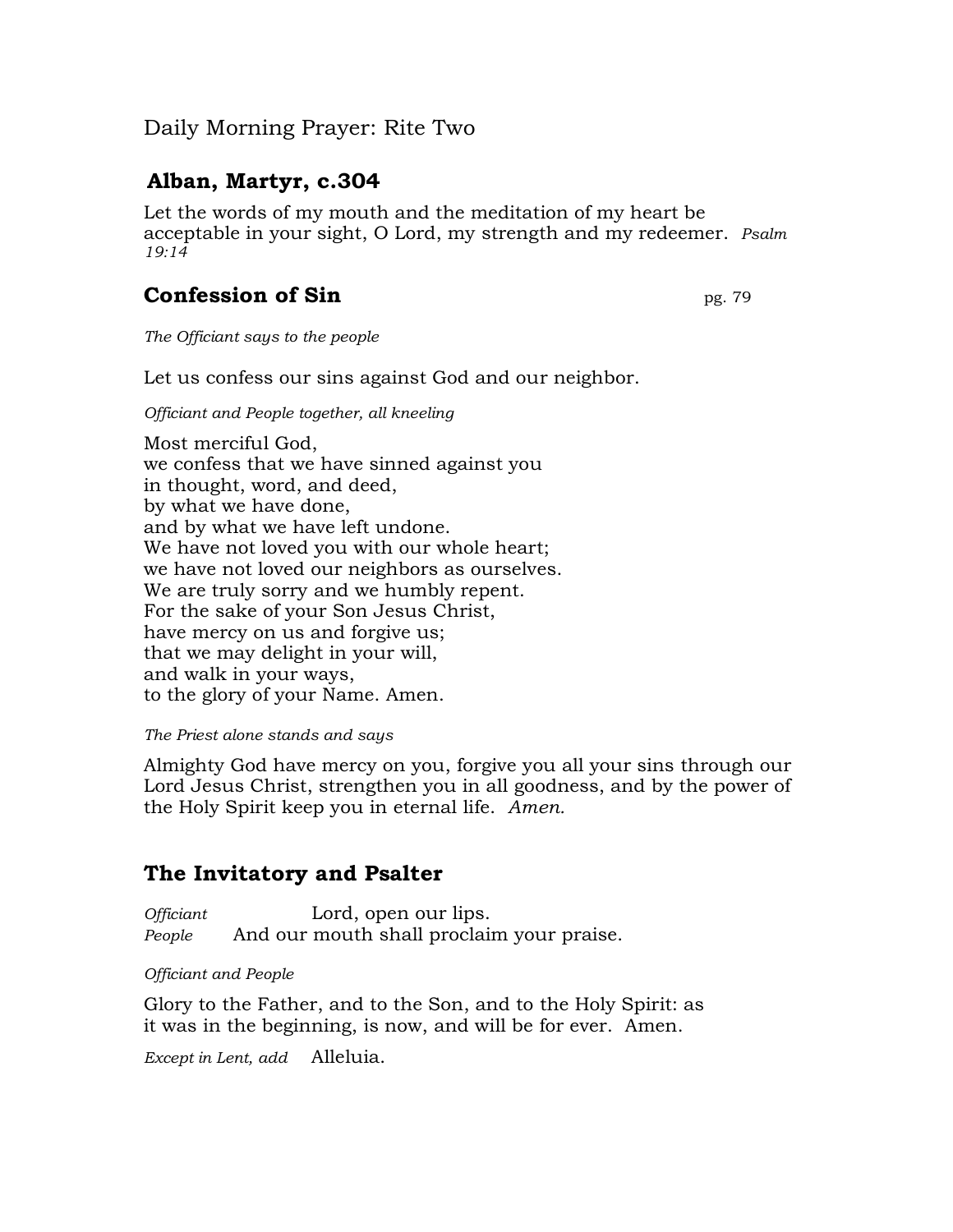Daily Morning Prayer: Rite Two

## Alban, Martyr, c.304

Let the words of my mouth and the meditation of my heart be acceptable in your sight, O Lord, my strength and my redeemer. *Psalm 19:14*

## Confession of Sin

pg. 79

*The Officiant says to the people*

Let us confess our sins against God and our neighbor.

*Officiant and People together, all kneeling*

Most merciful God,
we confess that we have sinned against you
in thought, word, and deed,
by what we have done,
and by what we have left undone.
We have not loved you with our whole heart;
we have not loved our neighbors as ourselves.
We are truly sorry and we humbly repent.
For the sake of your Son Jesus Christ,
have mercy on us and forgive us;
that we may delight in your will,
and walk in your ways,
to the glory of your Name. Amen.

*The Priest alone stands and says*

Almighty God have mercy on you, forgive you all your sins through our Lord Jesus Christ, strengthen you in all goodness, and by the power of the Holy Spirit keep you in eternal life. *Amen.*

## The Invitatory and Psalter

*Officiant* Lord, open our lips.
*People* And our mouth shall proclaim your praise.

*Officiant and People*

Glory to the Father, and to the Son, and to the Holy Spirit: as it was in the beginning, is now, and will be for ever. Amen.

*Except in Lent, add* Alleluia.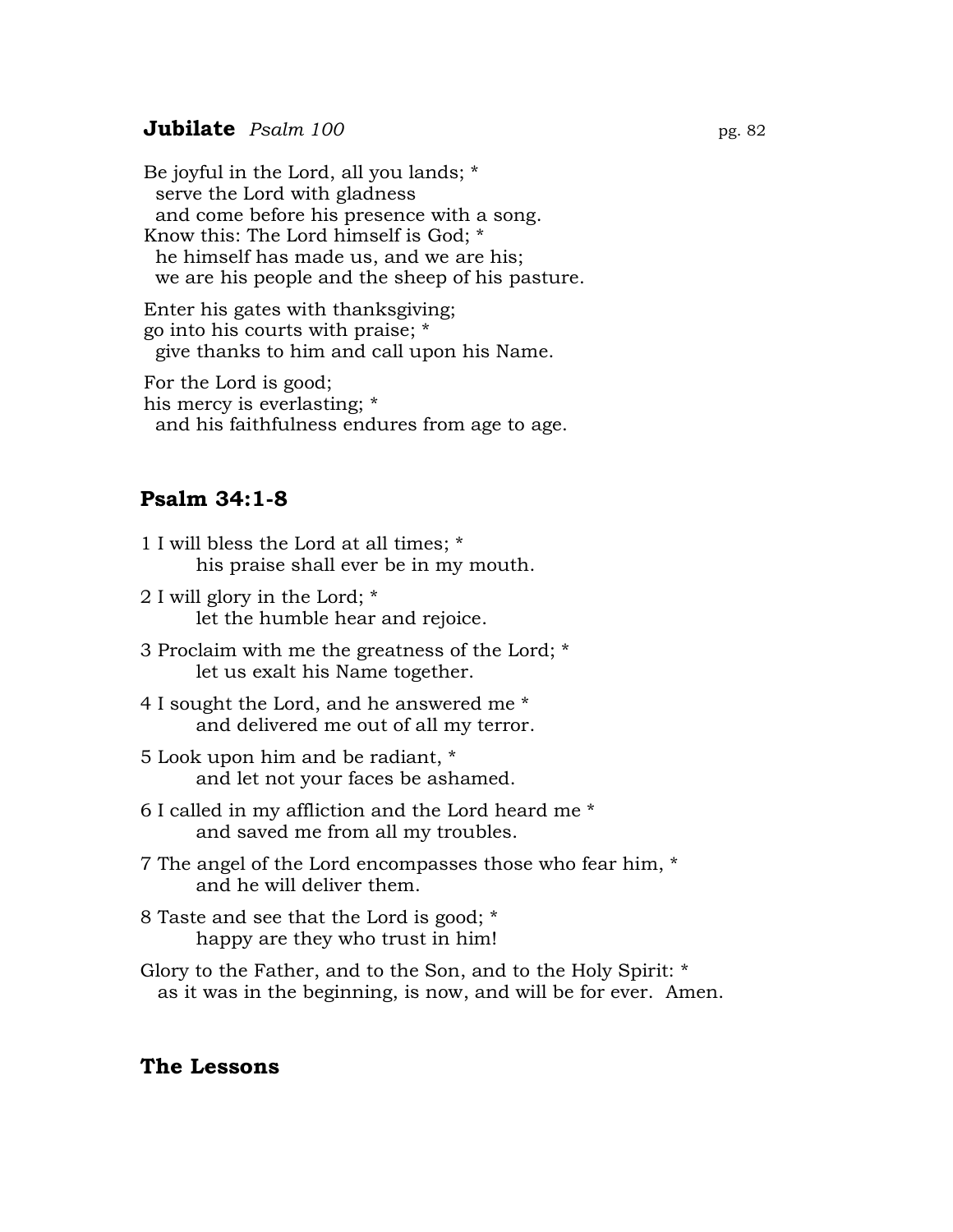## **Jubilate** *Psalm 100* pg. 82

Be joyful in the Lord, all you lands; *
serve the Lord with gladness
and come before his presence with a song.
Know this: The Lord himself is God; *
he himself has made us, and we are his;
we are his people and the sheep of his pasture.

Enter his gates with thanksgiving;
go into his courts with praise; *
give thanks to him and call upon his Name.

For the Lord is good;
his mercy is everlasting; *
and his faithfulness endures from age to age.

## **Psalm 34:1-8**

1 I will bless the Lord at all times; *
his praise shall ever be in my mouth.

2 I will glory in the Lord; *
let the humble hear and rejoice.

3 Proclaim with me the greatness of the Lord; *
let us exalt his Name together.

4 I sought the Lord, and he answered me *
and delivered me out of all my terror.

5 Look upon him and be radiant, *
and let not your faces be ashamed.

6 I called in my affliction and the Lord heard me *
and saved me from all my troubles.

7 The angel of the Lord encompasses those who fear him, *
and he will deliver them.

8 Taste and see that the Lord is good; *
happy are they who trust in him!

Glory to the Father, and to the Son, and to the Holy Spirit: *
as it was in the beginning, is now, and will be for ever. Amen.

## **The Lessons**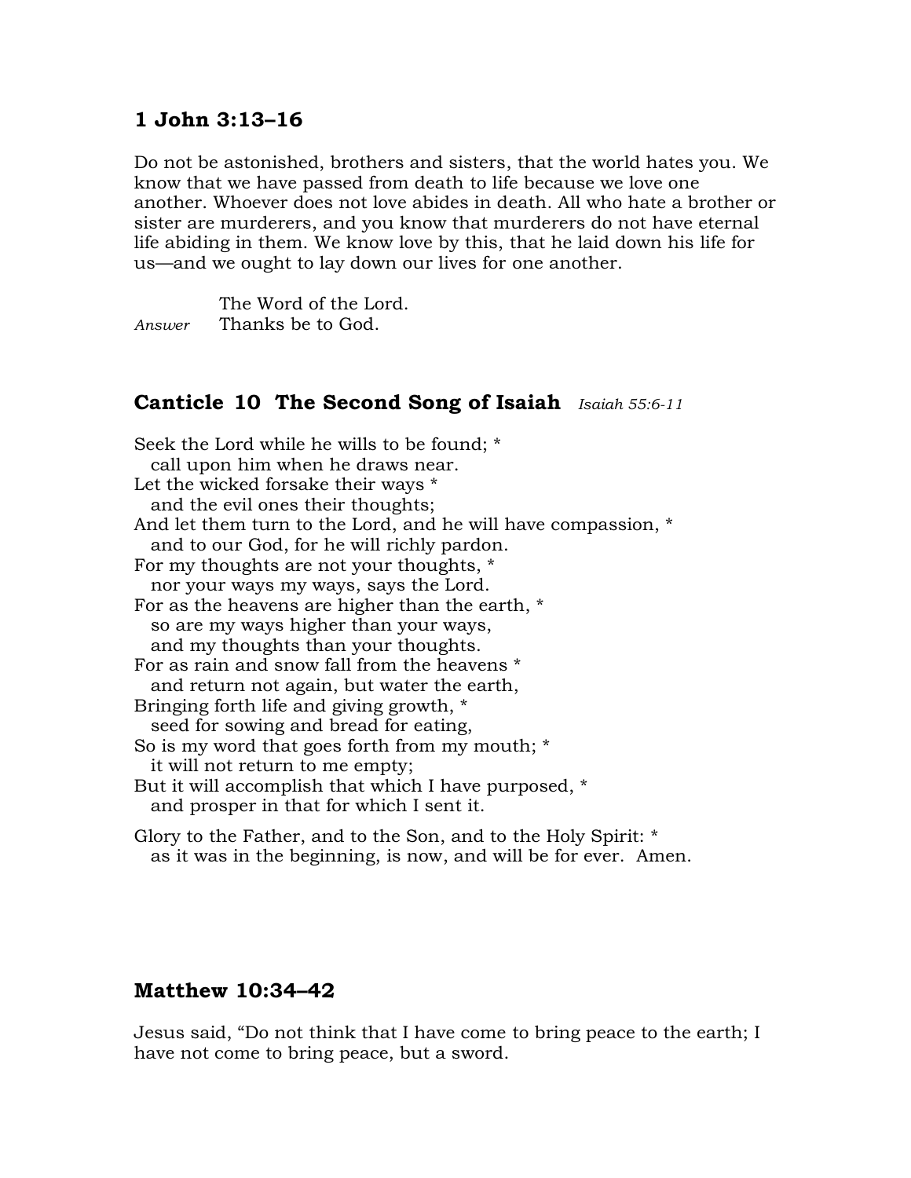## 1 John 3:13–16

Do not be astonished, brothers and sisters, that the world hates you. We know that we have passed from death to life because we love one another. Whoever does not love abides in death. All who hate a brother or sister are murderers, and you know that murderers do not have eternal life abiding in them. We know love by this, that he laid down his life for us—and we ought to lay down our lives for one another.

The Word of the Lord.
*Answer* Thanks be to God.

## Canticle 10 The Second Song of Isaiah *Isaiah 55:6-11*

Seek the Lord while he wills to be found; *
  call upon him when he draws near.
Let the wicked forsake their ways *
  and the evil ones their thoughts;
And let them turn to the Lord, and he will have compassion, *
  and to our God, for he will richly pardon.
For my thoughts are not your thoughts, *
  nor your ways my ways, says the Lord.
For as the heavens are higher than the earth, *
  so are my ways higher than your ways,
  and my thoughts than your thoughts.
For as rain and snow fall from the heavens *
  and return not again, but water the earth,
Bringing forth life and giving growth, *
  seed for sowing and bread for eating,
So is my word that goes forth from my mouth; *
  it will not return to me empty;
But it will accomplish that which I have purposed, *
  and prosper in that for which I sent it.

Glory to the Father, and to the Son, and to the Holy Spirit: *
  as it was in the beginning, is now, and will be for ever. Amen.

## Matthew 10:34–42

Jesus said, "Do not think that I have come to bring peace to the earth; I have not come to bring peace, but a sword.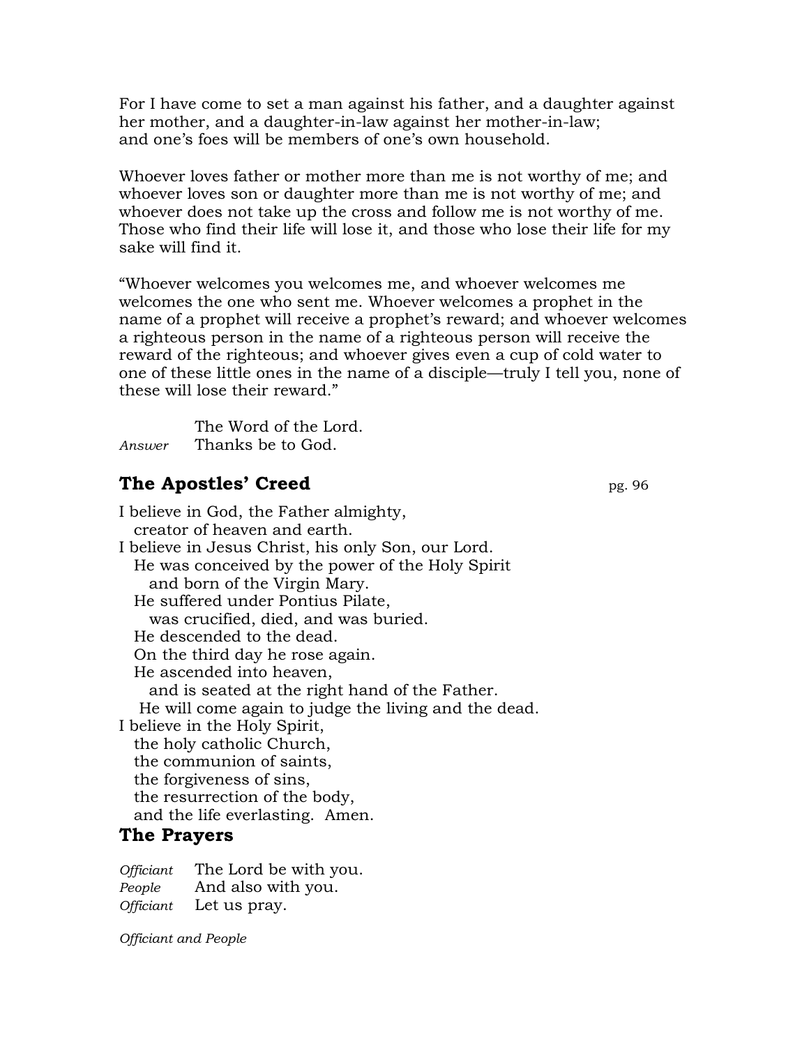For I have come to set a man against his father, and a daughter against her mother, and a daughter-in-law against her mother-in-law;
and one's foes will be members of one's own household.

Whoever loves father or mother more than me is not worthy of me; and whoever loves son or daughter more than me is not worthy of me; and whoever does not take up the cross and follow me is not worthy of me. Those who find their life will lose it, and those who lose their life for my sake will find it.

"Whoever welcomes you welcomes me, and whoever welcomes me welcomes the one who sent me. Whoever welcomes a prophet in the name of a prophet will receive a prophet's reward; and whoever welcomes a righteous person in the name of a righteous person will receive the reward of the righteous; and whoever gives even a cup of cold water to one of these little ones in the name of a disciple—truly I tell you, none of these will lose their reward."

The Word of the Lord.
*Answer* Thanks be to God.

## The Apostles' Creed

pg. 96

I believe in God, the Father almighty,
creator of heaven and earth.
I believe in Jesus Christ, his only Son, our Lord.
He was conceived by the power of the Holy Spirit
and born of the Virgin Mary.
He suffered under Pontius Pilate,
was crucified, died, and was buried.
He descended to the dead.
On the third day he rose again.
He ascended into heaven,
and is seated at the right hand of the Father.
He will come again to judge the living and the dead.
I believe in the Holy Spirit,
the holy catholic Church,
the communion of saints,
the forgiveness of sins,
the resurrection of the body,
and the life everlasting. Amen.

## The Prayers

*Officiant* The Lord be with you.
*People* And also with you.
*Officiant* Let us pray.

*Officiant and People*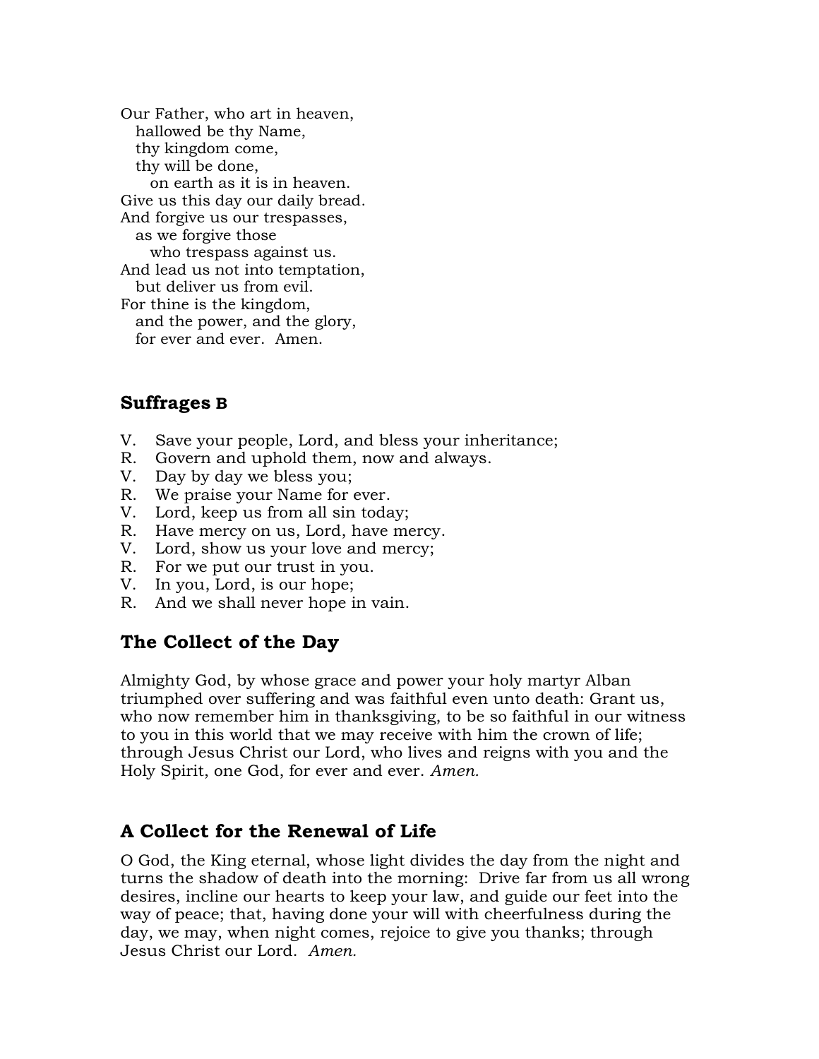Our Father, who art in heaven,
hallowed be thy Name,
thy kingdom come,
thy will be done,
on earth as it is in heaven.
Give us this day our daily bread.
And forgive us our trespasses,
as we forgive those
who trespass against us.
And lead us not into temptation,
but deliver us from evil.
For thine is the kingdom,
and the power, and the glory,
for ever and ever. Amen.

## Suffrages B

V. Save your people, Lord, and bless your inheritance;
R. Govern and uphold them, now and always.
V. Day by day we bless you;
R. We praise your Name for ever.
V. Lord, keep us from all sin today;
R. Have mercy on us, Lord, have mercy.
V. Lord, show us your love and mercy;
R. For we put our trust in you.
V. In you, Lord, is our hope;
R. And we shall never hope in vain.

## The Collect of the Day

Almighty God, by whose grace and power your holy martyr Alban triumphed over suffering and was faithful even unto death: Grant us, who now remember him in thanksgiving, to be so faithful in our witness to you in this world that we may receive with him the crown of life; through Jesus Christ our Lord, who lives and reigns with you and the Holy Spirit, one God, for ever and ever. *Amen.*

## A Collect for the Renewal of Life

O God, the King eternal, whose light divides the day from the night and turns the shadow of death into the morning: Drive far from us all wrong desires, incline our hearts to keep your law, and guide our feet into the way of peace; that, having done your will with cheerfulness during the day, we may, when night comes, rejoice to give you thanks; through Jesus Christ our Lord. *Amen.*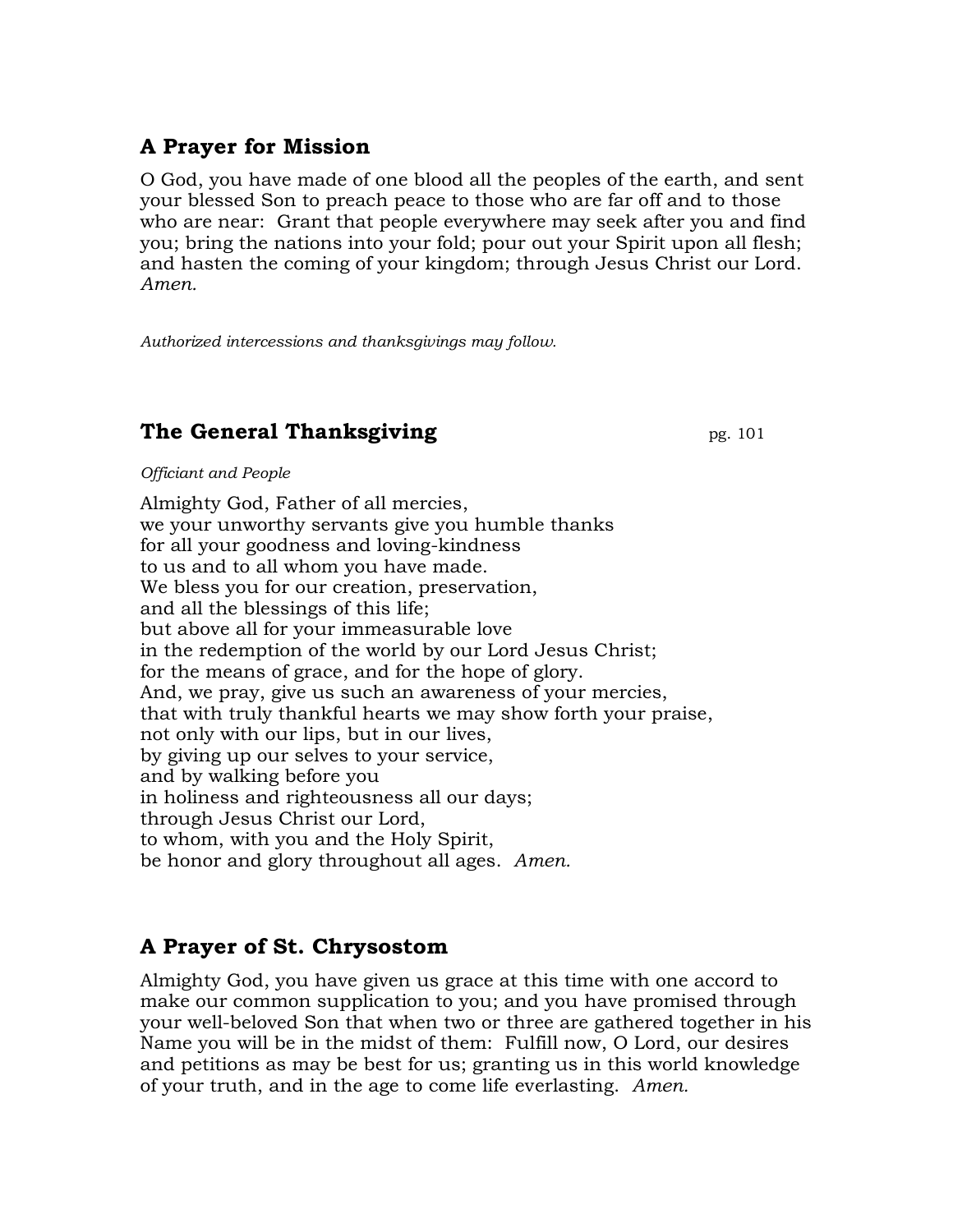## A Prayer for Mission

O God, you have made of one blood all the peoples of the earth, and sent your blessed Son to preach peace to those who are far off and to those who are near: Grant that people everywhere may seek after you and find you; bring the nations into your fold; pour out your Spirit upon all flesh; and hasten the coming of your kingdom; through Jesus Christ our Lord. *Amen.*

*Authorized intercessions and thanksgivings may follow.*

## The General Thanksgiving

pg. 101

*Officiant and People*

Almighty God, Father of all mercies,  
we your unworthy servants give you humble thanks  
for all your goodness and loving-kindness  
to us and to all whom you have made.  
We bless you for our creation, preservation,  
and all the blessings of this life;  
but above all for your immeasurable love  
in the redemption of the world by our Lord Jesus Christ;  
for the means of grace, and for the hope of glory.  
And, we pray, give us such an awareness of your mercies,  
that with truly thankful hearts we may show forth your praise,  
not only with our lips, but in our lives,  
by giving up our selves to your service,  
and by walking before you  
in holiness and righteousness all our days;  
through Jesus Christ our Lord,  
to whom, with you and the Holy Spirit,  
be honor and glory throughout all ages. *Amen.*

## A Prayer of St. Chrysostom

Almighty God, you have given us grace at this time with one accord to make our common supplication to you; and you have promised through your well-beloved Son that when two or three are gathered together in his Name you will be in the midst of them: Fulfill now, O Lord, our desires and petitions as may be best for us; granting us in this world knowledge of your truth, and in the age to come life everlasting. *Amen.*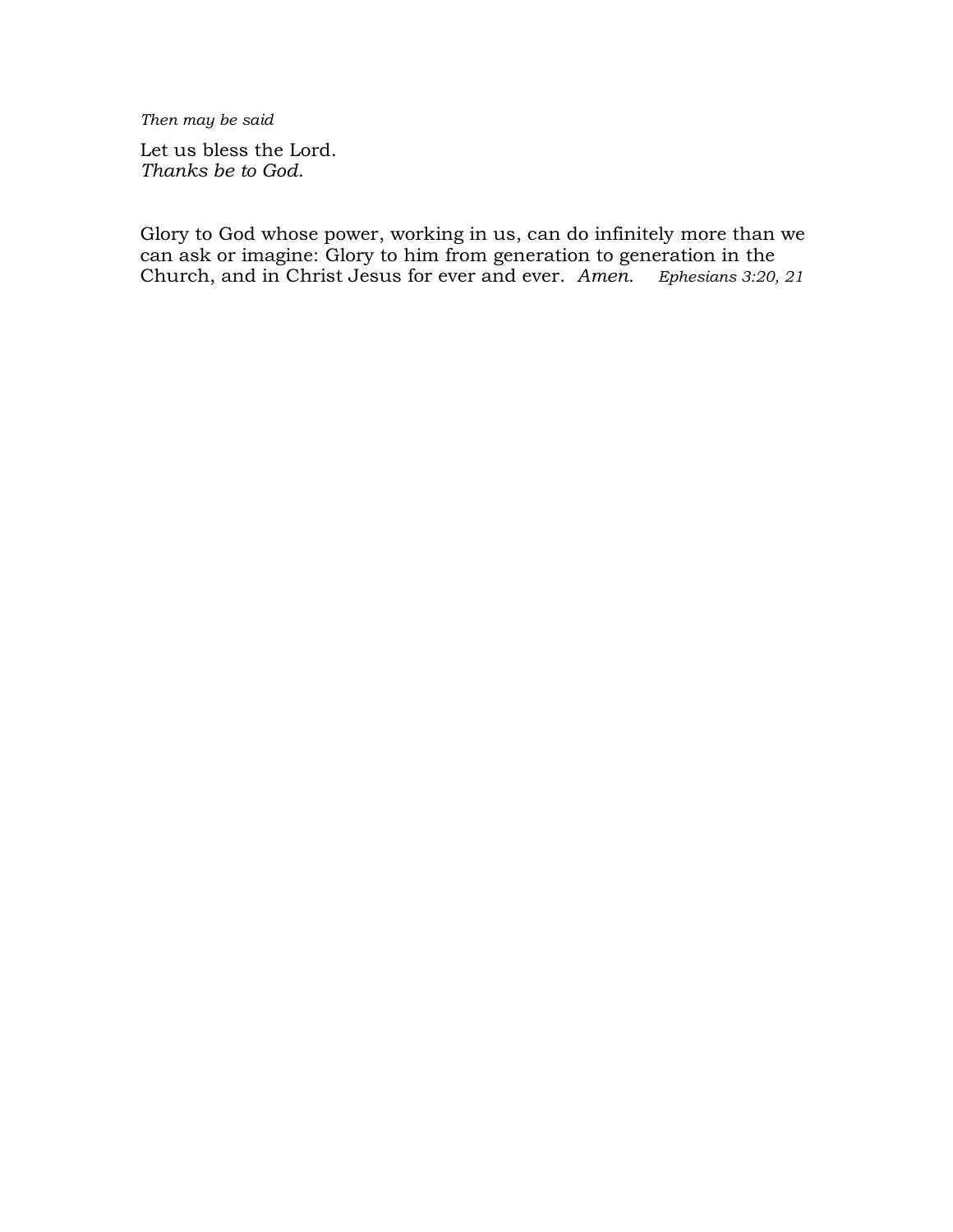*Then may be said*

Let us bless the Lord.
*Thanks be to God.*

Glory to God whose power, working in us, can do infinitely more than we can ask or imagine: Glory to him from generation to generation in the Church, and in Christ Jesus for ever and ever. *Amen.* *Ephesians 3:20, 21*